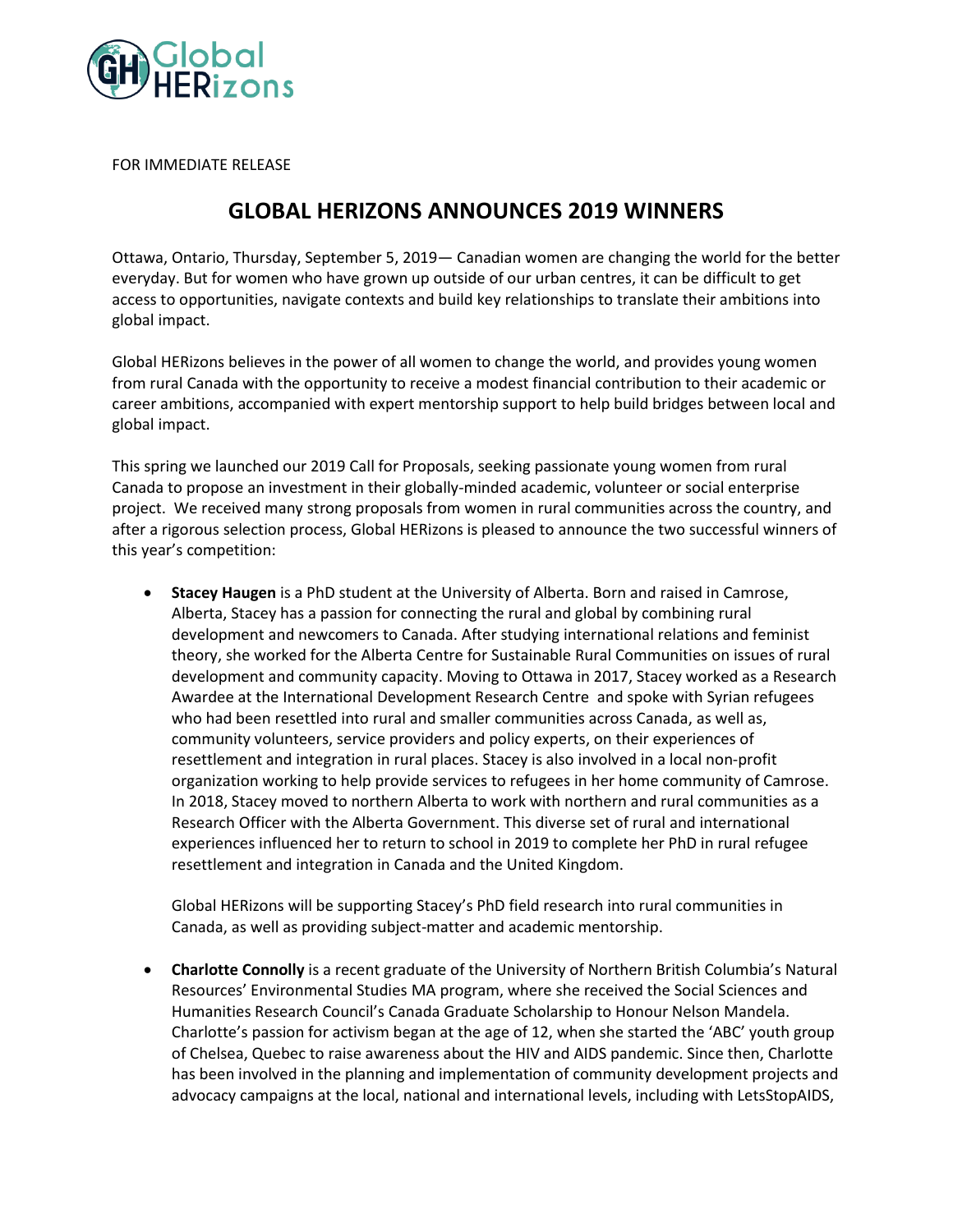FOR IMMEDIATE RELEASE

# GLOBAL HERIZONS ANNOUNCES 2019 WINNERS

Ottawa, Ontario, Thursday, September 5, 2019— Canadian women are changing the world for the better everyday. But for women who have grown up outside of our urban centres, it can be difficult to get access to opportunities, navigate contexts and build key relationships to translate their ambitions into global impact.

Global HERizons believes in the power of all women to change the world, and provides young women from rural Canada with the opportunity to receive a modest financial contribution to their academic or career ambitions, accompanied with expert mentorship support to help build bridges between local and global impact.

This spring we launched our 2019 Call for Proposals, seeking passionate young women from rural Canada to propose an investment in their globally-minded academic, volunteer or social enterprise project. We received many strong proposals from women in rural communities across the country, and after a rigorous selection process, Global HERizons is pleased to announce the two successful winners of this year's competition:

- **Stacey Haugen** is a PhD student at the University of Alberta. Born and raised in Camrose, Alberta, Stacey has a passion for connecting the rural and global by combining rural development and newcomers to Canada. After studying international relations and feminist theory, she worked for the Alberta Centre for Sustainable Rural Communities on issues of rural development and community capacity. Moving to Ottawa in 2017, Stacey worked as a Research Awardee at the International Development Research Centre and spoke with Syrian refugees who had been resettled into rural and smaller communities across Canada, as well as, community volunteers, service providers and policy experts, on their experiences of resettlement and integration in rural places. Stacey is also involved in a local non-profit organization working to help provide services to refugees in her home community of Camrose. In 2018, Stacey moved to northern Alberta to work with northern and rural communities as a Research Officer with the Alberta Government. This diverse set of rural and international experiences influenced her to return to school in 2019 to complete her PhD in rural refugee resettlement and integration in Canada and the United Kingdom.

  Global HERizons will be supporting Stacey's PhD field research into rural communities in Canada, as well as providing subject-matter and academic mentorship.

- **Charlotte Connolly** is a recent graduate of the University of Northern British Columbia's Natural Resources' Environmental Studies MA program, where she received the Social Sciences and Humanities Research Council's Canada Graduate Scholarship to Honour Nelson Mandela. Charlotte's passion for activism began at the age of 12, when she started the 'ABC' youth group of Chelsea, Quebec to raise awareness about the HIV and AIDS pandemic. Since then, Charlotte has been involved in the planning and implementation of community development projects and advocacy campaigns at the local, national and international levels, including with LetsStopAIDS,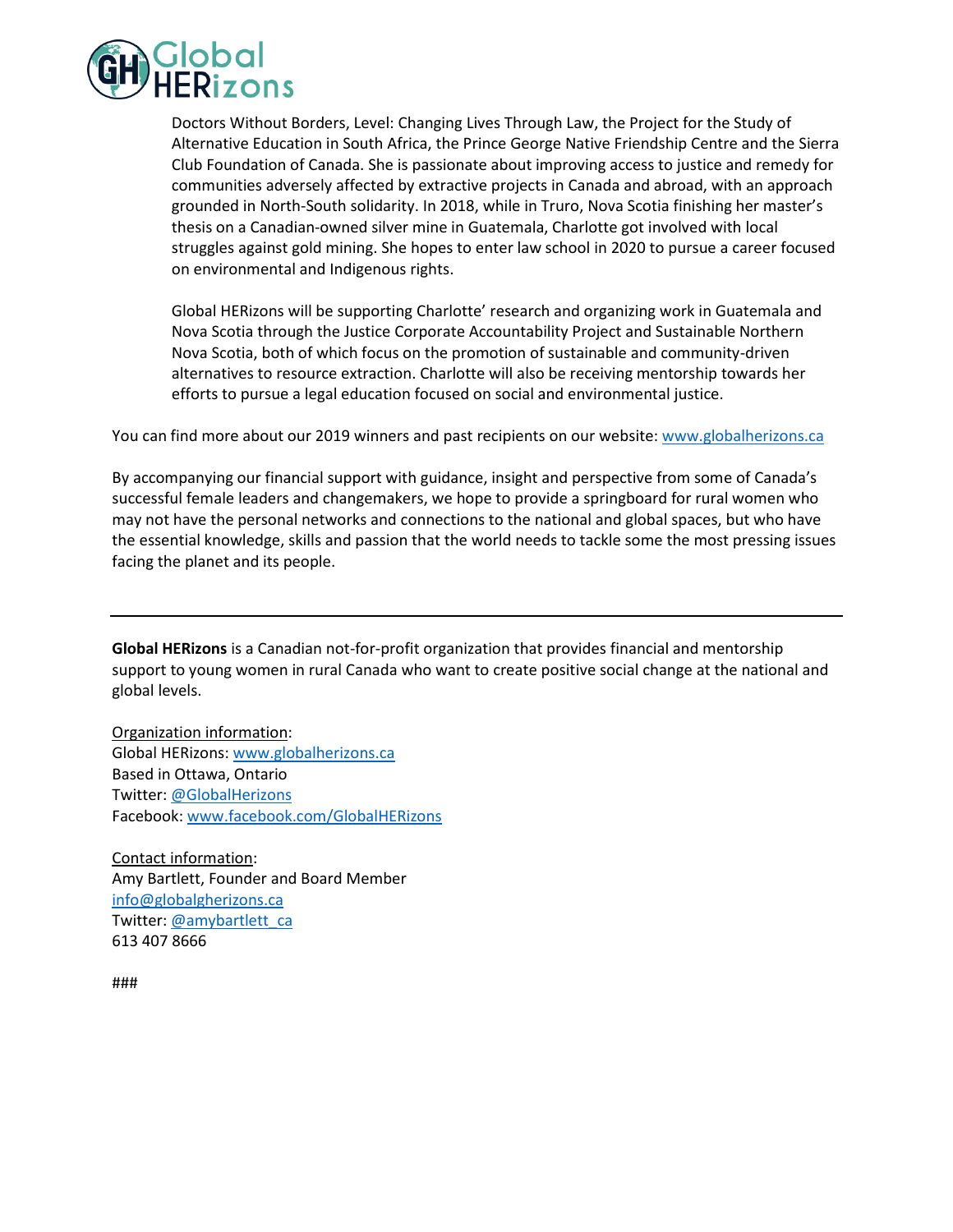Doctors Without Borders, Level: Changing Lives Through Law, the Project for the Study of Alternative Education in South Africa, the Prince George Native Friendship Centre and the Sierra Club Foundation of Canada. She is passionate about improving access to justice and remedy for communities adversely affected by extractive projects in Canada and abroad, with an approach grounded in North-South solidarity. In 2018, while in Truro, Nova Scotia finishing her master's thesis on a Canadian-owned silver mine in Guatemala, Charlotte got involved with local struggles against gold mining. She hopes to enter law school in 2020 to pursue a career focused on environmental and Indigenous rights.

Global HERizons will be supporting Charlotte' research and organizing work in Guatemala and Nova Scotia through the Justice Corporate Accountability Project and Sustainable Northern Nova Scotia, both of which focus on the promotion of sustainable and community-driven alternatives to resource extraction. Charlotte will also be receiving mentorship towards her efforts to pursue a legal education focused on social and environmental justice.

You can find more about our 2019 winners and past recipients on our website: www.globalherizons.ca

By accompanying our financial support with guidance, insight and perspective from some of Canada's successful female leaders and changemakers, we hope to provide a springboard for rural women who may not have the personal networks and connections to the national and global spaces, but who have the essential knowledge, skills and passion that the world needs to tackle some the most pressing issues facing the planet and its people.

---

**Global HERizons** is a Canadian not-for-profit organization that provides financial and mentorship support to young women in rural Canada who want to create positive social change at the national and global levels.

Organization information:
Global HERizons: www.globalherizons.ca
Based in Ottawa, Ontario
Twitter: @GlobalHerizons
Facebook: www.facebook.com/GlobalHERizons

Contact information:
Amy Bartlett, Founder and Board Member
info@globalgherizons.ca
Twitter: @amybartlett_ca
613 407 8666

###